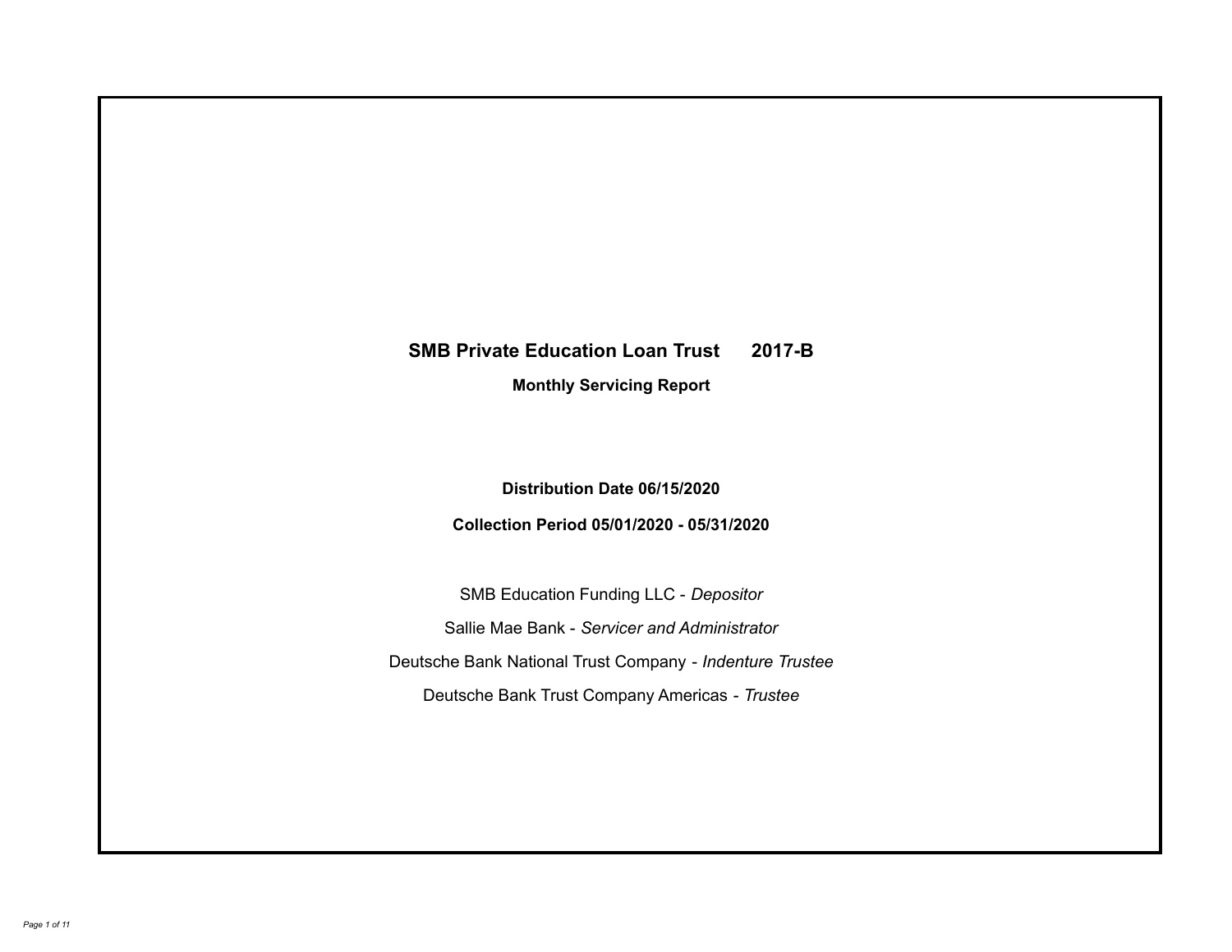# SMB Private Education Loan Trust 2017-B

## Monthly Servicing Report

**Distribution Date 06/15/2020**

**Collection Period 05/01/2020 - 05/31/2020**

SMB Education Funding LLC - *Depositor*

Sallie Mae Bank - *Servicer and Administrator*

Deutsche Bank National Trust Company - *Indenture Trustee*

Deutsche Bank Trust Company Americas - *Trustee*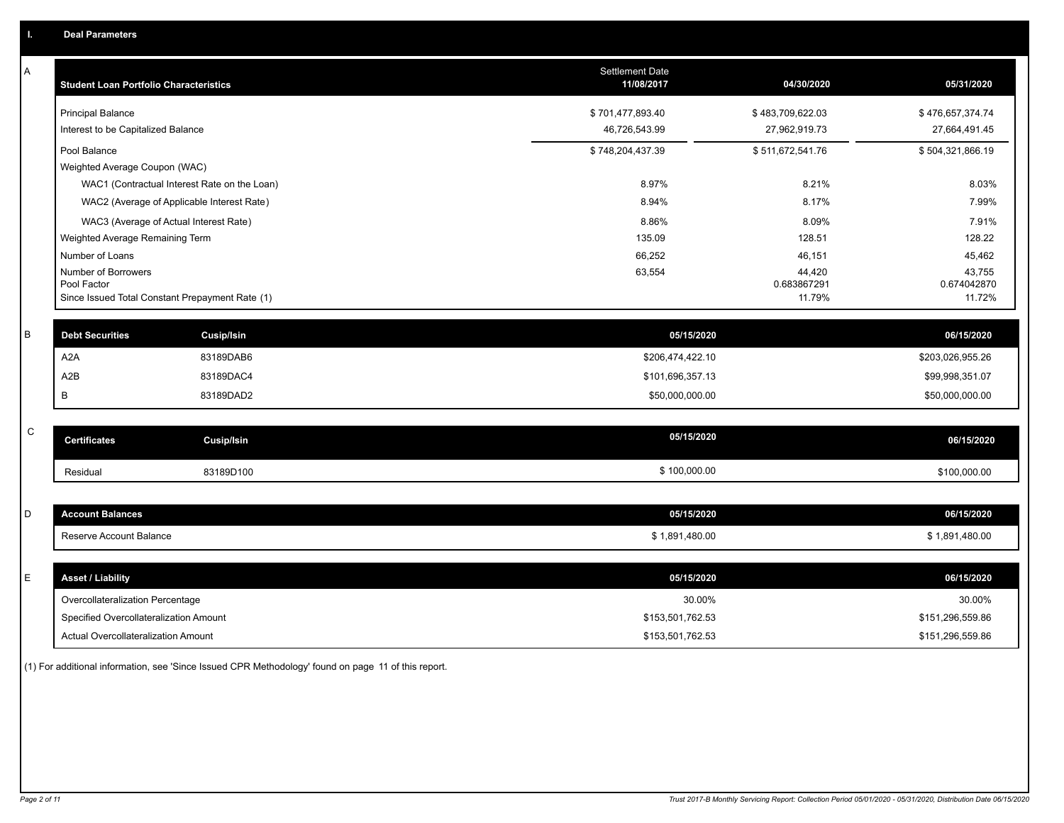## I. Deal Parameters

### A

| Student Loan Portfolio Characteristics | Settlement Date 11/08/2017 | 04/30/2020 | 05/31/2020 |
|---|---|---|---|
| Principal Balance | $ 701,477,893.40 | $ 483,709,622.03 | $ 476,657,374.74 |
| Interest to be Capitalized Balance | 46,726,543.99 | 27,962,919.73 | 27,664,491.45 |
| Pool Balance | $ 748,204,437.39 | $ 511,672,541.76 | $ 504,321,866.19 |
| Weighted Average Coupon (WAC) | | | |
| WAC1 (Contractual Interest Rate on the Loan) | 8.97% | 8.21% | 8.03% |
| WAC2 (Average of Applicable Interest Rate) | 8.94% | 8.17% | 7.99% |
| WAC3 (Average of Actual Interest Rate) | 8.86% | 8.09% | 7.91% |
| Weighted Average Remaining Term | 135.09 | 128.51 | 128.22 |
| Number of Loans | 66,252 | 46,151 | 45,462 |
| Number of Borrowers | 63,554 | 44,420 | 43,755 |
| Pool Factor | | 0.683867291 | 0.674042870 |
| Since Issued Total Constant Prepayment Rate (1) | | 11.79% | 11.72% |

### B

| Debt Securities | Cusip/Isin | 05/15/2020 | 06/15/2020 |
|---|---|---|---|
| A2A | 83189DAB6 | $206,474,422.10 | $203,026,955.26 |
| A2B | 83189DAC4 | $101,696,357.13 | $99,998,351.07 |
| B | 83189DAD2 | $50,000,000.00 | $50,000,000.00 |

### C

| Certificates | Cusip/Isin | 05/15/2020 | 06/15/2020 |
|---|---|---|---|
| Residual | 83189D100 | $ 100,000.00 | $100,000.00 |

### D

| Account Balances | 05/15/2020 | 06/15/2020 |
|---|---|---|
| Reserve Account Balance | $ 1,891,480.00 | $ 1,891,480.00 |

### E

| Asset / Liability | 05/15/2020 | 06/15/2020 |
|---|---|---|
| Overcollateralization Percentage | 30.00% | 30.00% |
| Specified Overcollateralization Amount | $153,501,762.53 | $151,296,559.86 |
| Actual Overcollateralization Amount | $153,501,762.53 | $151,296,559.86 |

(1) For additional information, see 'Since Issued CPR Methodology' found on page 11 of this report.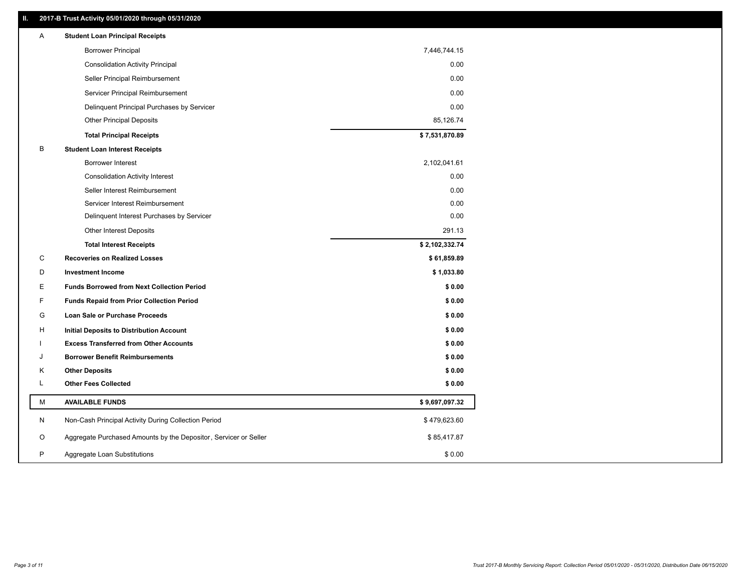## II. 2017-B Trust Activity 05/01/2020 through 05/31/2020

| | | |
|---|---|---|
| A | **Student Loan Principal Receipts** | |
| | Borrower Principal | 7,446,744.15 |
| | Consolidation Activity Principal | 0.00 |
| | Seller Principal Reimbursement | 0.00 |
| | Servicer Principal Reimbursement | 0.00 |
| | Delinquent Principal Purchases by Servicer | 0.00 |
| | Other Principal Deposits | 85,126.74 |
| | **Total Principal Receipts** | **$ 7,531,870.89** |
| B | **Student Loan Interest Receipts** | |
| | Borrower Interest | 2,102,041.61 |
| | Consolidation Activity Interest | 0.00 |
| | Seller Interest Reimbursement | 0.00 |
| | Servicer Interest Reimbursement | 0.00 |
| | Delinquent Interest Purchases by Servicer | 0.00 |
| | Other Interest Deposits | 291.13 |
| | **Total Interest Receipts** | **$ 2,102,332.74** |
| C | **Recoveries on Realized Losses** | **$ 61,859.89** |
| D | **Investment Income** | **$ 1,033.80** |
| E | **Funds Borrowed from Next Collection Period** | **$ 0.00** |
| F | **Funds Repaid from Prior Collection Period** | **$ 0.00** |
| G | **Loan Sale or Purchase Proceeds** | **$ 0.00** |
| H | **Initial Deposits to Distribution Account** | **$ 0.00** |
| I | **Excess Transferred from Other Accounts** | **$ 0.00** |
| J | **Borrower Benefit Reimbursements** | **$ 0.00** |
| K | **Other Deposits** | **$ 0.00** |
| L | **Other Fees Collected** | **$ 0.00** |
| M | **AVAILABLE FUNDS** | **$ 9,697,097.32** |
| N | Non-Cash Principal Activity During Collection Period | $ 479,623.60 |
| O | Aggregate Purchased Amounts by the Depositor, Servicer or Seller | $ 85,417.87 |
| P | Aggregate Loan Substitutions | $ 0.00 |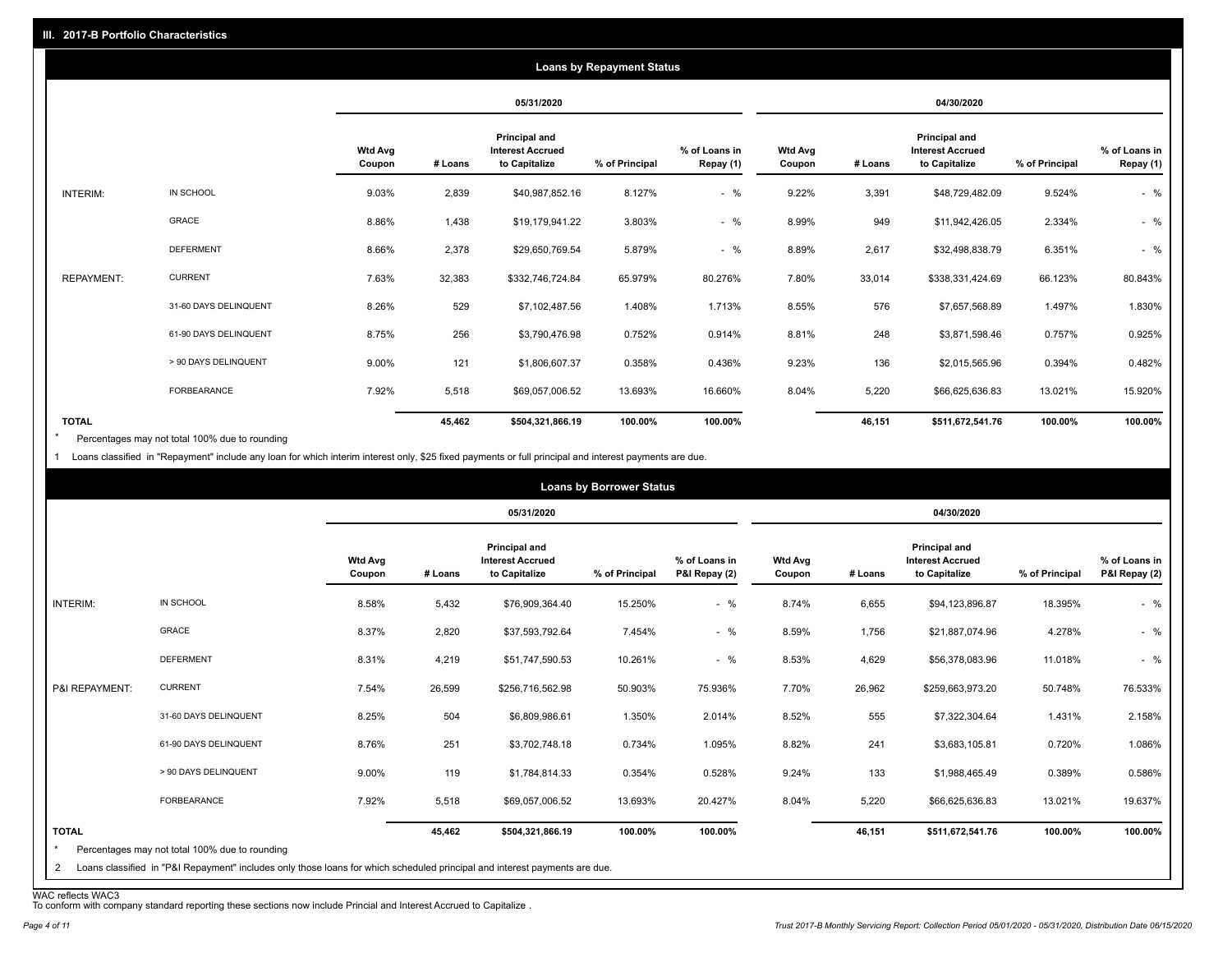## III. 2017-B Portfolio Characteristics

### Loans by Repayment Status

| | | 05/31/2020 | | | | | 04/30/2020 | | | | |
|---|---|---|---|---|---|---|---|---|---|---|---|
| | | Wtd Avg Coupon | # Loans | Principal and Interest Accrued to Capitalize | % of Principal | % of Loans in Repay (1) | Wtd Avg Coupon | # Loans | Principal and Interest Accrued to Capitalize | % of Principal | % of Loans in Repay (1) |
| INTERIM: | IN SCHOOL | 9.03% | 2,839 | $40,987,852.16 | 8.127% | - % | 9.22% | 3,391 | $48,729,482.09 | 9.524% | - % |
| | GRACE | 8.86% | 1,438 | $19,179,941.22 | 3.803% | - % | 8.99% | 949 | $11,942,426.05 | 2.334% | - % |
| | DEFERMENT | 8.66% | 2,378 | $29,650,769.54 | 5.879% | - % | 8.89% | 2,617 | $32,498,838.79 | 6.351% | - % |
| REPAYMENT: | CURRENT | 7.63% | 32,383 | $332,746,724.84 | 65.979% | 80.276% | 7.80% | 33,014 | $338,331,424.69 | 66.123% | 80.843% |
| | 31-60 DAYS DELINQUENT | 8.26% | 529 | $7,102,487.56 | 1.408% | 1.713% | 8.55% | 576 | $7,657,568.89 | 1.497% | 1.830% |
| | 61-90 DAYS DELINQUENT | 8.75% | 256 | $3,790,476.98 | 0.752% | 0.914% | 8.81% | 248 | $3,871,598.46 | 0.757% | 0.925% |
| | > 90 DAYS DELINQUENT | 9.00% | 121 | $1,806,607.37 | 0.358% | 0.436% | 9.23% | 136 | $2,015,565.96 | 0.394% | 0.482% |
| | FORBEARANCE | 7.92% | 5,518 | $69,057,006.52 | 13.693% | 16.660% | 8.04% | 5,220 | $66,625,636.83 | 13.021% | 15.920% |
| TOTAL | | | 45,462 | $504,321,866.19 | 100.00% | 100.00% | | 46,151 | $511,672,541.76 | 100.00% | 100.00% |

\* Percentages may not total 100% due to rounding

1 Loans classified in "Repayment" include any loan for which interim interest only, $25 fixed payments or full principal and interest payments are due.

### Loans by Borrower Status

| | | 05/31/2020 | | | | | 04/30/2020 | | | | |
|---|---|---|---|---|---|---|---|---|---|---|---|
| | | Wtd Avg Coupon | # Loans | Principal and Interest Accrued to Capitalize | % of Principal | % of Loans in P&I Repay (2) | Wtd Avg Coupon | # Loans | Principal and Interest Accrued to Capitalize | % of Principal | % of Loans in P&I Repay (2) |
| INTERIM: | IN SCHOOL | 8.58% | 5,432 | $76,909,364.40 | 15.250% | - % | 8.74% | 6,655 | $94,123,896.87 | 18.395% | - % |
| | GRACE | 8.37% | 2,820 | $37,593,792.64 | 7.454% | - % | 8.59% | 1,756 | $21,887,074.96 | 4.278% | - % |
| | DEFERMENT | 8.31% | 4,219 | $51,747,590.53 | 10.261% | - % | 8.53% | 4,629 | $56,378,083.96 | 11.018% | - % |
| P&I REPAYMENT: | CURRENT | 7.54% | 26,599 | $256,716,562.98 | 50.903% | 75.936% | 7.70% | 26,962 | $259,663,973.20 | 50.748% | 76.533% |
| | 31-60 DAYS DELINQUENT | 8.25% | 504 | $6,809,986.61 | 1.350% | 2.014% | 8.52% | 555 | $7,322,304.64 | 1.431% | 2.158% |
| | 61-90 DAYS DELINQUENT | 8.76% | 251 | $3,702,748.18 | 0.734% | 1.095% | 8.82% | 241 | $3,683,105.81 | 0.720% | 1.086% |
| | > 90 DAYS DELINQUENT | 9.00% | 119 | $1,784,814.33 | 0.354% | 0.528% | 9.24% | 133 | $1,988,465.49 | 0.389% | 0.586% |
| | FORBEARANCE | 7.92% | 5,518 | $69,057,006.52 | 13.693% | 20.427% | 8.04% | 5,220 | $66,625,636.83 | 13.021% | 19.637% |
| TOTAL | | | 45,462 | $504,321,866.19 | 100.00% | 100.00% | | 46,151 | $511,672,541.76 | 100.00% | 100.00% |

\* Percentages may not total 100% due to rounding

2 Loans classified in "P&I Repayment" includes only those loans for which scheduled principal and interest payments are due.

WAC reflects WAC3

To conform with company standard reporting these sections now include Princial and Interest Accrued to Capitalize .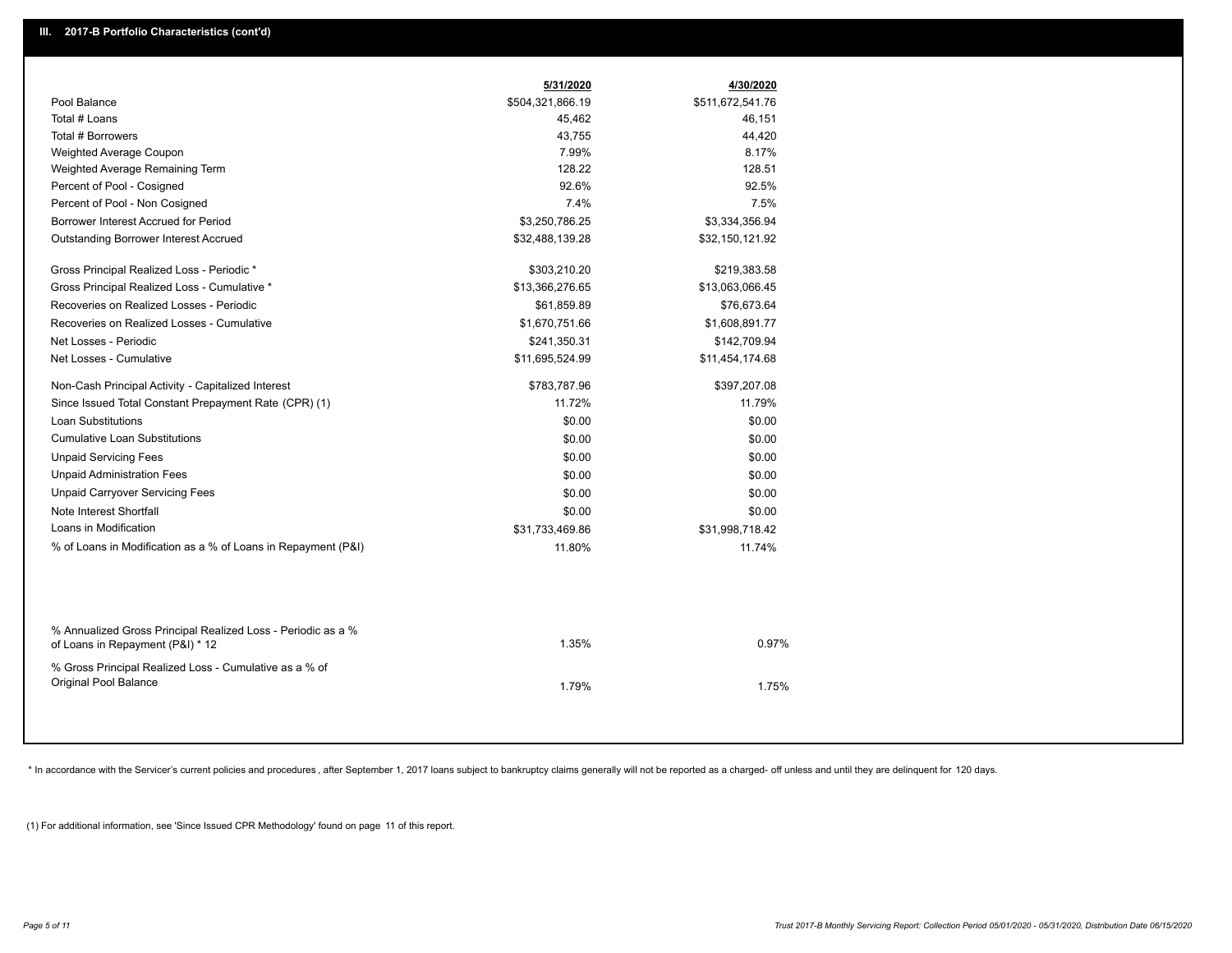## III. 2017-B Portfolio Characteristics (cont'd)

| | 5/31/2020 | 4/30/2020 |
|---|---|---|
| Pool Balance | $504,321,866.19 | $511,672,541.76 |
| Total # Loans | 45,462 | 46,151 |
| Total # Borrowers | 43,755 | 44,420 |
| Weighted Average Coupon | 7.99% | 8.17% |
| Weighted Average Remaining Term | 128.22 | 128.51 |
| Percent of Pool - Cosigned | 92.6% | 92.5% |
| Percent of Pool - Non Cosigned | 7.4% | 7.5% |
| Borrower Interest Accrued for Period | $3,250,786.25 | $3,334,356.94 |
| Outstanding Borrower Interest Accrued | $32,488,139.28 | $32,150,121.92 |
| Gross Principal Realized Loss - Periodic * | $303,210.20 | $219,383.58 |
| Gross Principal Realized Loss - Cumulative * | $13,366,276.65 | $13,063,066.45 |
| Recoveries on Realized Losses - Periodic | $61,859.89 | $76,673.64 |
| Recoveries on Realized Losses - Cumulative | $1,670,751.66 | $1,608,891.77 |
| Net Losses - Periodic | $241,350.31 | $142,709.94 |
| Net Losses - Cumulative | $11,695,524.99 | $11,454,174.68 |
| Non-Cash Principal Activity - Capitalized Interest | $783,787.96 | $397,207.08 |
| Since Issued Total Constant Prepayment Rate (CPR) (1) | 11.72% | 11.79% |
| Loan Substitutions | $0.00 | $0.00 |
| Cumulative Loan Substitutions | $0.00 | $0.00 |
| Unpaid Servicing Fees | $0.00 | $0.00 |
| Unpaid Administration Fees | $0.00 | $0.00 |
| Unpaid Carryover Servicing Fees | $0.00 | $0.00 |
| Note Interest Shortfall | $0.00 | $0.00 |
| Loans in Modification | $31,733,469.86 | $31,998,718.42 |
| % of Loans in Modification as a % of Loans in Repayment (P&I) | 11.80% | 11.74% |
| % Annualized Gross Principal Realized Loss - Periodic as a % of Loans in Repayment (P&I) * 12 | 1.35% | 0.97% |
| % Gross Principal Realized Loss - Cumulative as a % of Original Pool Balance | 1.79% | 1.75% |

* In accordance with the Servicer's current policies and procedures, after September 1, 2017 loans subject to bankruptcy claims generally will not be reported as a charged- off unless and until they are delinquent for 120 days.

(1) For additional information, see 'Since Issued CPR Methodology' found on page 11 of this report.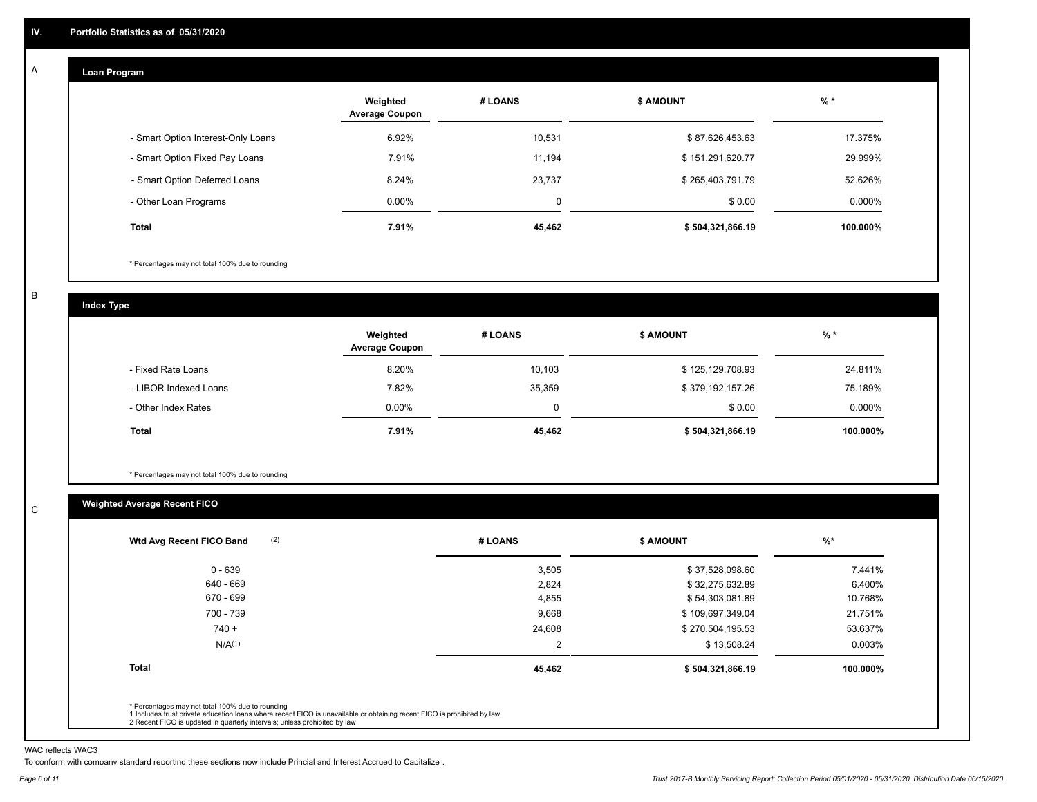## IV. Portfolio Statistics as of 05/31/2020

### A. Loan Program

| | Weighted Average Coupon | # LOANS | $ AMOUNT | % * |
|---|---|---|---|---|
| - Smart Option Interest-Only Loans | 6.92% | 10,531 | $ 87,626,453.63 | 17.375% |
| - Smart Option Fixed Pay Loans | 7.91% | 11,194 | $ 151,291,620.77 | 29.999% |
| - Smart Option Deferred Loans | 8.24% | 23,737 | $ 265,403,791.79 | 52.626% |
| - Other Loan Programs | 0.00% | 0 | $ 0.00 | 0.000% |
| **Total** | **7.91%** | **45,462** | **$ 504,321,866.19** | **100.000%** |

* Percentages may not total 100% due to rounding

### B. Index Type

| | Weighted Average Coupon | # LOANS | $ AMOUNT | % * |
|---|---|---|---|---|
| - Fixed Rate Loans | 8.20% | 10,103 | $ 125,129,708.93 | 24.811% |
| - LIBOR Indexed Loans | 7.82% | 35,359 | $ 379,192,157.26 | 75.189% |
| - Other Index Rates | 0.00% | 0 | $ 0.00 | 0.000% |
| **Total** | **7.91%** | **45,462** | **$ 504,321,866.19** | **100.000%** |

* Percentages may not total 100% due to rounding

### C. Weighted Average Recent FICO

| Wtd Avg Recent FICO Band (2) | # LOANS | $ AMOUNT | %* |
|---|---|---|---|
| 0 - 639 | 3,505 | $ 37,528,098.60 | 7.441% |
| 640 - 669 | 2,824 | $ 32,275,632.89 | 6.400% |
| 670 - 699 | 4,855 | $ 54,303,081.89 | 10.768% |
| 700 - 739 | 9,668 | $ 109,697,349.04 | 21.751% |
| 740 + | 24,608 | $ 270,504,195.53 | 53.637% |
| N/A(1) | 2 | $ 13,508.24 | 0.003% |
| **Total** | **45,462** | **$ 504,321,866.19** | **100.000%** |

* Percentages may not total 100% due to rounding
1 Includes trust private education loans where recent FICO is unavailable or obtaining recent FICO is prohibited by law
2 Recent FICO is updated in quarterly intervals; unless prohibited by law

WAC reflects WAC3

To conform with company standard reporting these sections now include Princial and Interest Accrued to Capitalize .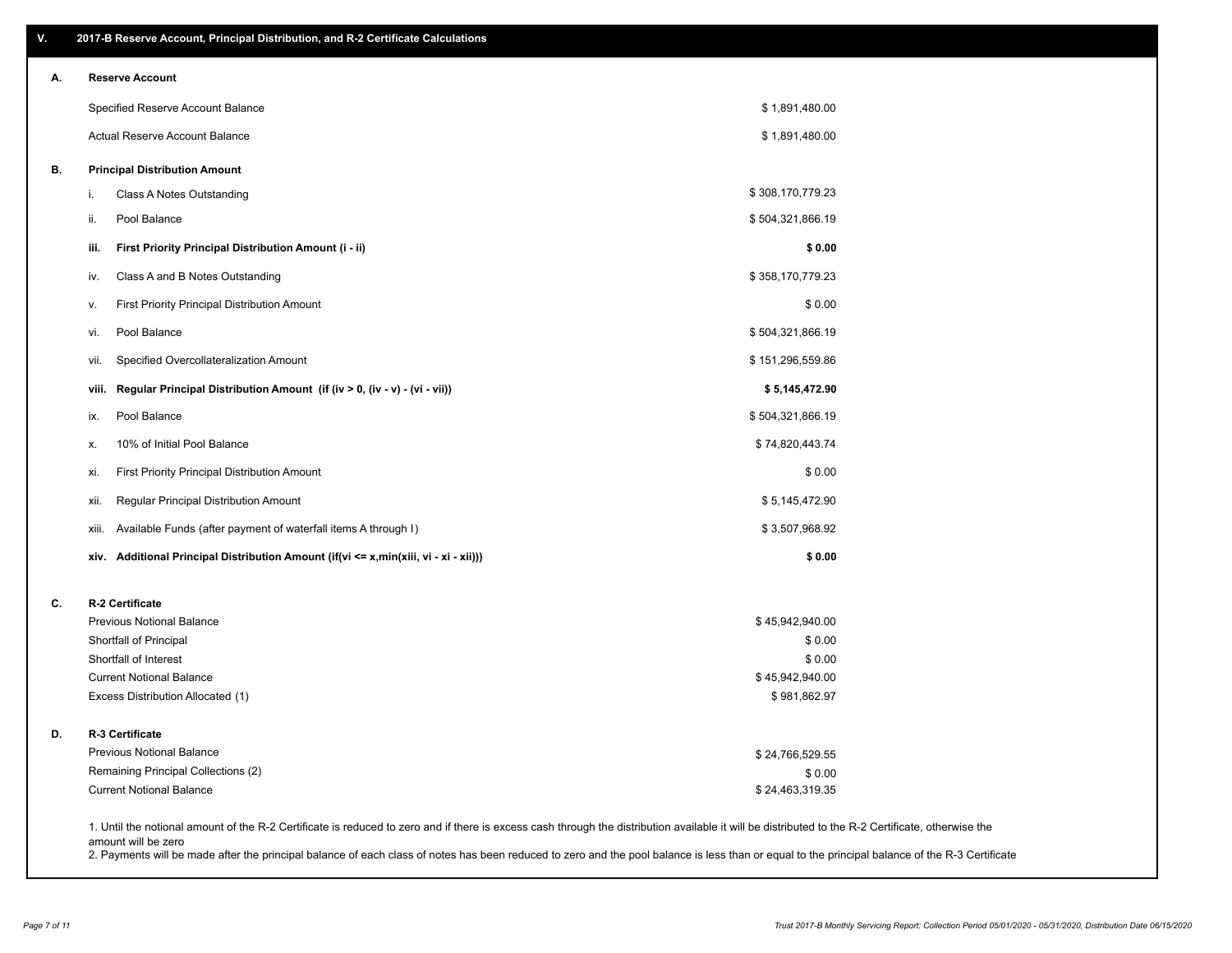## V. 2017-B Reserve Account, Principal Distribution, and R-2 Certificate Calculations

### A. Reserve Account

| | |
|---|---|
| Specified Reserve Account Balance | $ 1,891,480.00 |
| Actual Reserve Account Balance | $ 1,891,480.00 |

### B. Principal Distribution Amount

| | | |
|---|---|---|
| i. | Class A Notes Outstanding | $ 308,170,779.23 |
| ii. | Pool Balance | $ 504,321,866.19 |
| **iii.** | **First Priority Principal Distribution Amount (i - ii)** | **$ 0.00** |
| iv. | Class A and B Notes Outstanding | $ 358,170,779.23 |
| v. | First Priority Principal Distribution Amount | $ 0.00 |
| vi. | Pool Balance | $ 504,321,866.19 |
| vii. | Specified Overcollateralization Amount | $ 151,296,559.86 |
| **viii.** | **Regular Principal Distribution Amount (if (iv > 0, (iv - v) - (vi - vii))** | **$ 5,145,472.90** |
| ix. | Pool Balance | $ 504,321,866.19 |
| x. | 10% of Initial Pool Balance | $ 74,820,443.74 |
| xi. | First Priority Principal Distribution Amount | $ 0.00 |
| xii. | Regular Principal Distribution Amount | $ 5,145,472.90 |
| xiii. | Available Funds (after payment of waterfall items A through I) | $ 3,507,968.92 |
| **xiv.** | **Additional Principal Distribution Amount (if(vi <= x,min(xiii, vi - xi - xii)))** | **$ 0.00** |

### C. R-2 Certificate

| | |
|---|---|
| Previous Notional Balance | $ 45,942,940.00 |
| Shortfall of Principal | $ 0.00 |
| Shortfall of Interest | $ 0.00 |
| Current Notional Balance | $ 45,942,940.00 |
| Excess Distribution Allocated (1) | $ 981,862.97 |

### D. R-3 Certificate

| | |
|---|---|
| Previous Notional Balance | $ 24,766,529.55 |
| Remaining Principal Collections (2) | $ 0.00 |
| Current Notional Balance | $ 24,463,319.35 |

1. Until the notional amount of the R-2 Certificate is reduced to zero and if there is excess cash through the distribution available it will be distributed to the R-2 Certificate, otherwise the amount will be zero
2. Payments will be made after the principal balance of each class of notes has been reduced to zero and the pool balance is less than or equal to the principal balance of the R-3 Certificate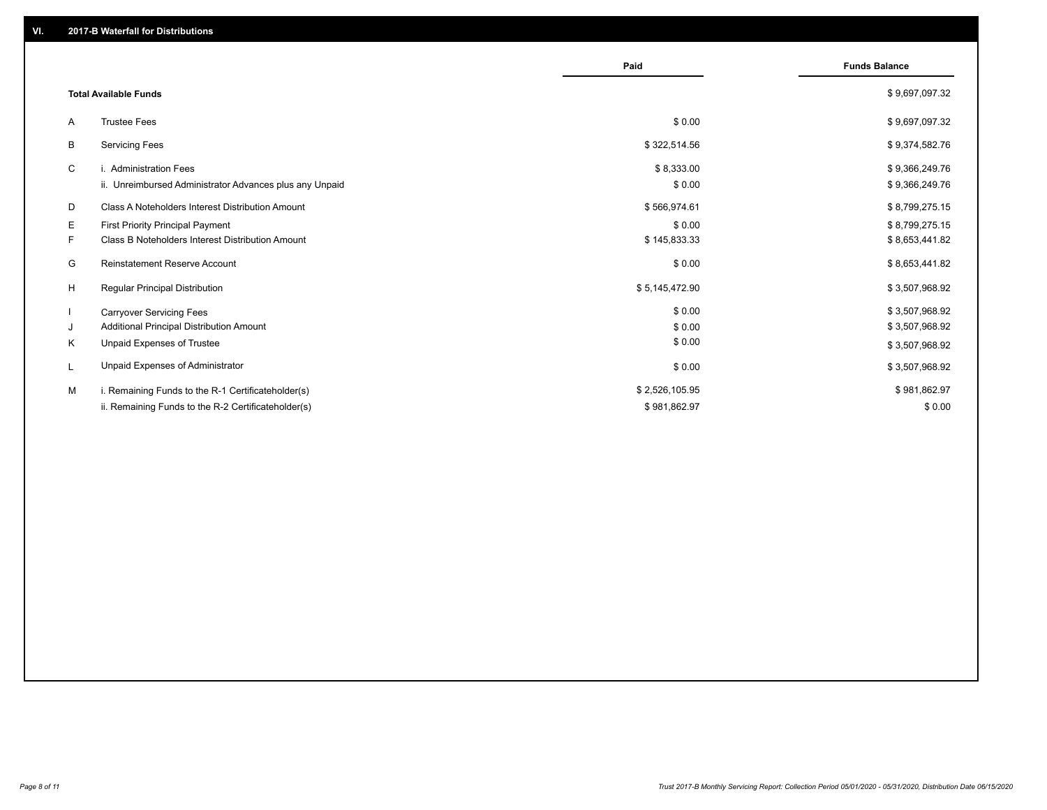## VI. 2017-B Waterfall for Distributions

| | | Paid | Funds Balance |
|---|---|---|---|
| | **Total Available Funds** | | $ 9,697,097.32 |
| A | Trustee Fees | $ 0.00 | $ 9,697,097.32 |
| B | Servicing Fees | $ 322,514.56 | $ 9,374,582.76 |
| C | i. Administration Fees | $ 8,333.00 | $ 9,366,249.76 |
| | ii. Unreimbursed Administrator Advances plus any Unpaid | $ 0.00 | $ 9,366,249.76 |
| D | Class A Noteholders Interest Distribution Amount | $ 566,974.61 | $ 8,799,275.15 |
| E | First Priority Principal Payment | $ 0.00 | $ 8,799,275.15 |
| F | Class B Noteholders Interest Distribution Amount | $ 145,833.33 | $ 8,653,441.82 |
| G | Reinstatement Reserve Account | $ 0.00 | $ 8,653,441.82 |
| H | Regular Principal Distribution | $ 5,145,472.90 | $ 3,507,968.92 |
| I | Carryover Servicing Fees | $ 0.00 | $ 3,507,968.92 |
| J | Additional Principal Distribution Amount | $ 0.00 | $ 3,507,968.92 |
| K | Unpaid Expenses of Trustee | $ 0.00 | $ 3,507,968.92 |
| L | Unpaid Expenses of Administrator | $ 0.00 | $ 3,507,968.92 |
| M | i. Remaining Funds to the R-1 Certificateholder(s) | $ 2,526,105.95 | $ 981,862.97 |
| | ii. Remaining Funds to the R-2 Certificateholder(s) | $ 981,862.97 | $ 0.00 |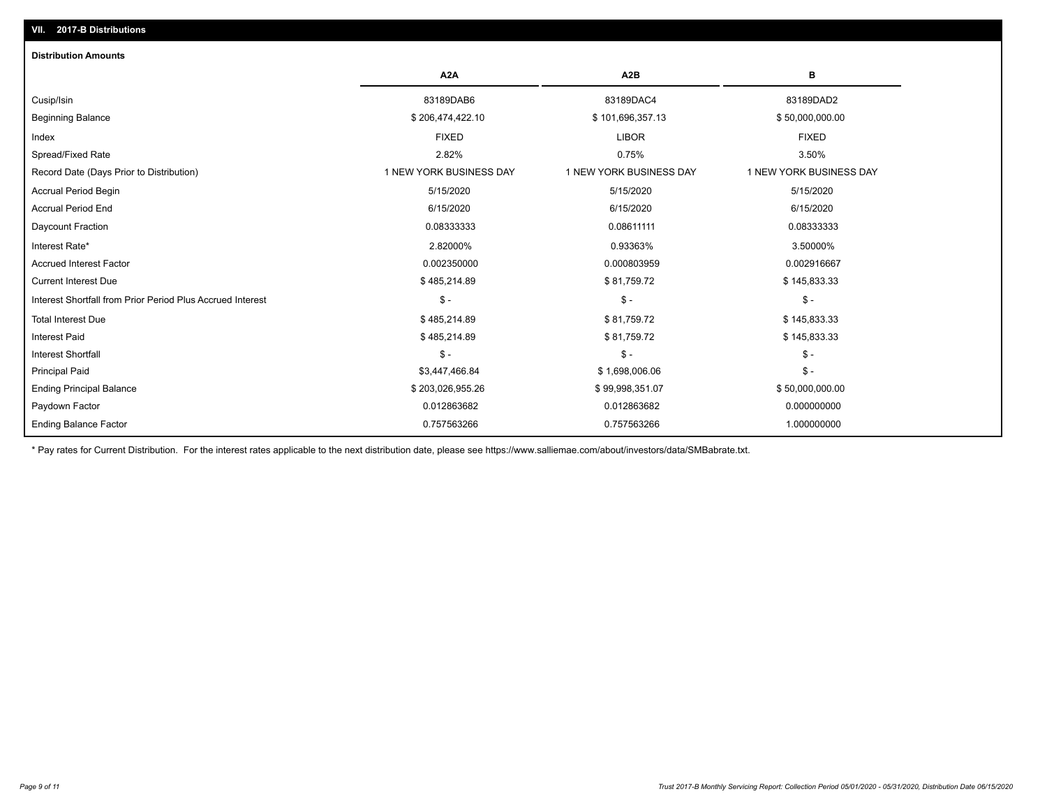## VII. 2017-B Distributions

### Distribution Amounts

| | A2A | A2B | B |
|---|---|---|---|
| Cusip/Isin | 83189DAB6 | 83189DAC4 | 83189DAD2 |
| Beginning Balance | $ 206,474,422.10 | $ 101,696,357.13 | $ 50,000,000.00 |
| Index | FIXED | LIBOR | FIXED |
| Spread/Fixed Rate | 2.82% | 0.75% | 3.50% |
| Record Date (Days Prior to Distribution) | 1 NEW YORK BUSINESS DAY | 1 NEW YORK BUSINESS DAY | 1 NEW YORK BUSINESS DAY |
| Accrual Period Begin | 5/15/2020 | 5/15/2020 | 5/15/2020 |
| Accrual Period End | 6/15/2020 | 6/15/2020 | 6/15/2020 |
| Daycount Fraction | 0.08333333 | 0.08611111 | 0.08333333 |
| Interest Rate* | 2.82000% | 0.93363% | 3.50000% |
| Accrued Interest Factor | 0.002350000 | 0.000803959 | 0.002916667 |
| Current Interest Due | $ 485,214.89 | $ 81,759.72 | $ 145,833.33 |
| Interest Shortfall from Prior Period Plus Accrued Interest | $ - | $ - | $ - |
| Total Interest Due | $ 485,214.89 | $ 81,759.72 | $ 145,833.33 |
| Interest Paid | $ 485,214.89 | $ 81,759.72 | $ 145,833.33 |
| Interest Shortfall | $ - | $ - | $ - |
| Principal Paid | $3,447,466.84 | $ 1,698,006.06 | $ - |
| Ending Principal Balance | $ 203,026,955.26 | $ 99,998,351.07 | $ 50,000,000.00 |
| Paydown Factor | 0.012863682 | 0.012863682 | 0.000000000 |
| Ending Balance Factor | 0.757563266 | 0.757563266 | 1.000000000 |

* Pay rates for Current Distribution. For the interest rates applicable to the next distribution date, please see https://www.salliemae.com/about/investors/data/SMBabrate.txt.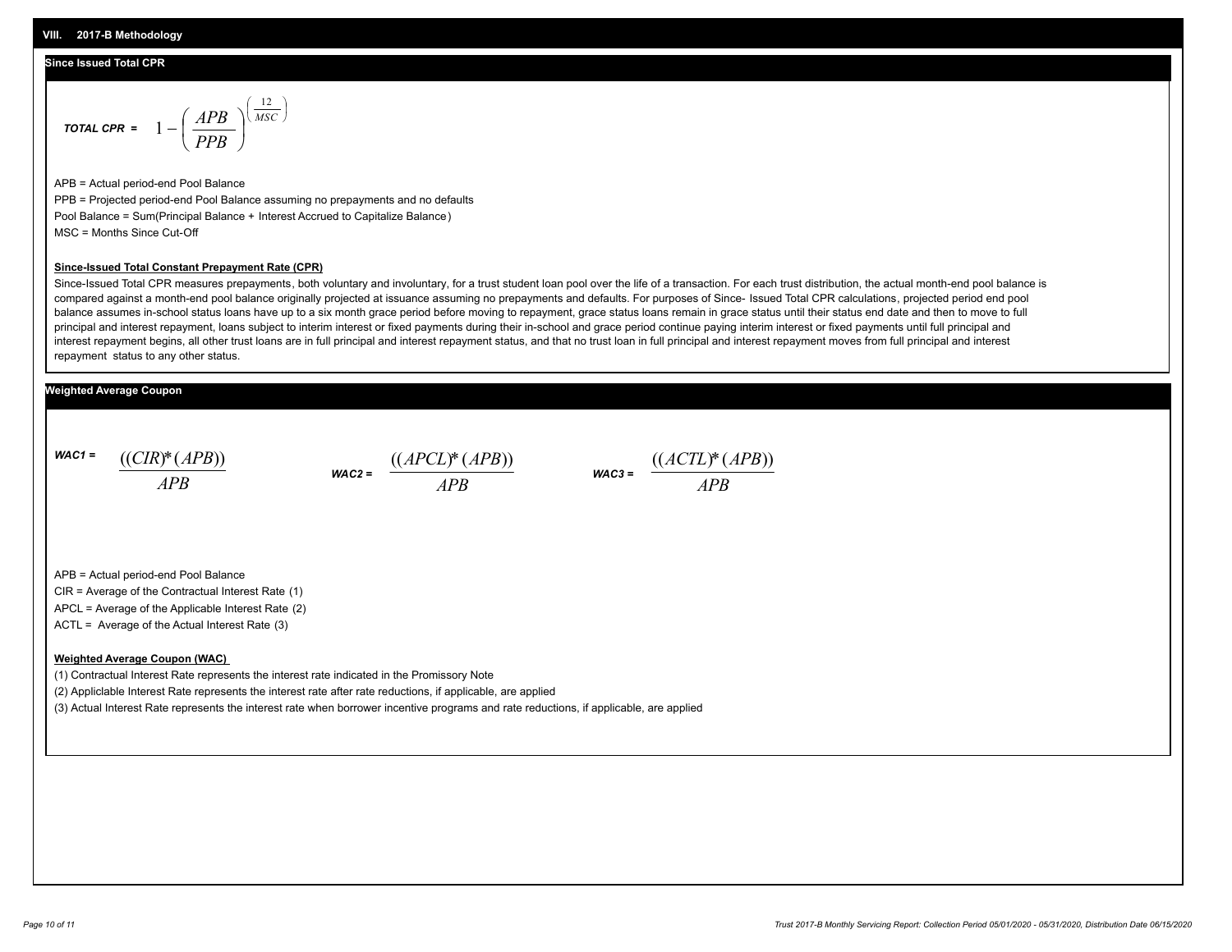## VIII. 2017-B Methodology

### Since Issued Total CPR

$$\textit{TOTAL CPR} = 1 - \left( \frac{APB}{PPB} \right)^{\left( \frac{12}{MSC} \right)}$$

APB = Actual period-end Pool Balance

PPB = Projected period-end Pool Balance assuming no prepayments and no defaults

Pool Balance = Sum(Principal Balance + Interest Accrued to Capitalize Balance)

MSC = Months Since Cut-Off

**Since-Issued Total Constant Prepayment Rate (CPR)**

Since-Issued Total CPR measures prepayments, both voluntary and involuntary, for a trust student loan pool over the life of a transaction. For each trust distribution, the actual month-end pool balance is compared against a month-end pool balance originally projected at issuance assuming no prepayments and defaults. For purposes of Since- Issued Total CPR calculations, projected period end pool balance assumes in-school status loans have up to a six month grace period before moving to repayment, grace status loans remain in grace status until their status end date and then to move to full principal and interest repayment, loans subject to interim interest or fixed payments during their in-school and grace period continue paying interim interest or fixed payments until full principal and interest repayment begins, all other trust loans are in full principal and interest repayment status, and that no trust loan in full principal and interest repayment moves from full principal and interest repayment status to any other status.

### Weighted Average Coupon

$$\textit{WAC1} = \frac{((CIR)*(APB))}{APB} \qquad \textit{WAC2} = \frac{((APCL)*(APB))}{APB} \qquad \textit{WAC3} = \frac{((ACTL)*(APB))}{APB}$$

APB = Actual period-end Pool Balance

CIR = Average of the Contractual Interest Rate (1)

APCL = Average of the Applicable Interest Rate (2)

ACTL = Average of the Actual Interest Rate (3)

**Weighted Average Coupon (WAC)**

(1) Contractual Interest Rate represents the interest rate indicated in the Promissory Note

(2) Appliclable Interest Rate represents the interest rate after rate reductions, if applicable, are applied

(3) Actual Interest Rate represents the interest rate when borrower incentive programs and rate reductions, if applicable, are applied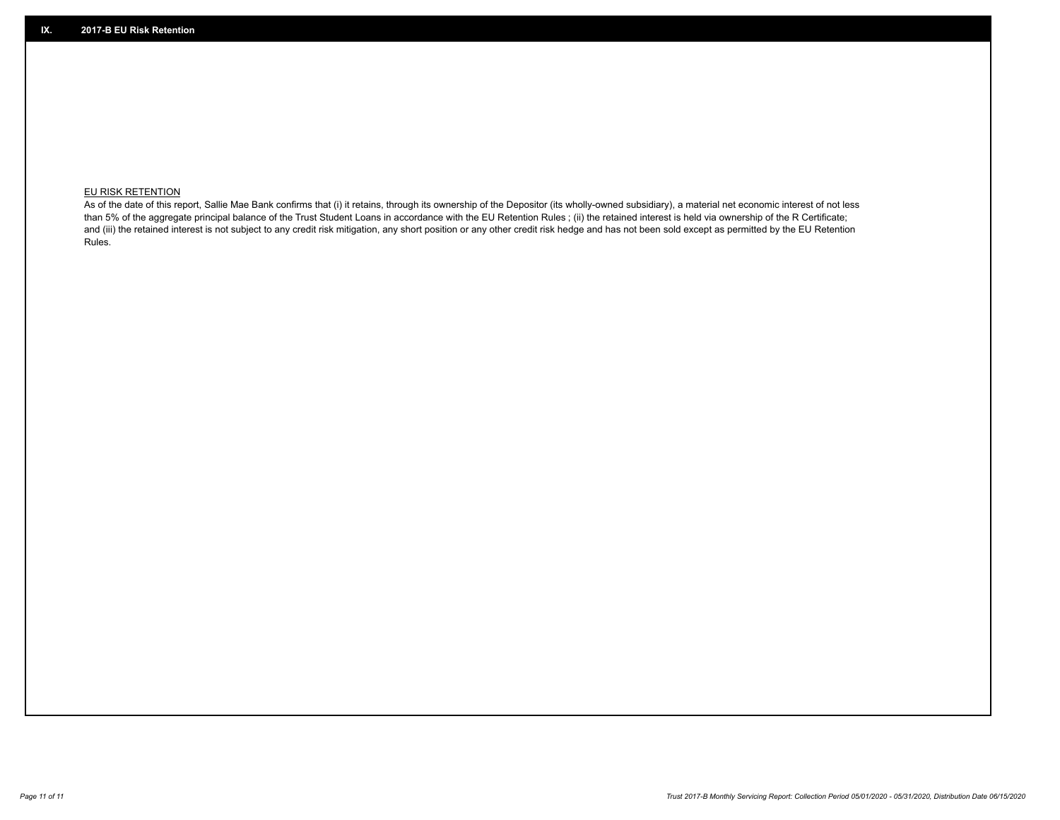## IX. 2017-B EU Risk Retention

EU RISK RETENTION

As of the date of this report, Sallie Mae Bank confirms that (i) it retains, through its ownership of the Depositor (its wholly-owned subsidiary), a material net economic interest of not less than 5% of the aggregate principal balance of the Trust Student Loans in accordance with the EU Retention Rules ; (ii) the retained interest is held via ownership of the R Certificate; and (iii) the retained interest is not subject to any credit risk mitigation, any short position or any other credit risk hedge and has not been sold except as permitted by the EU Retention Rules.